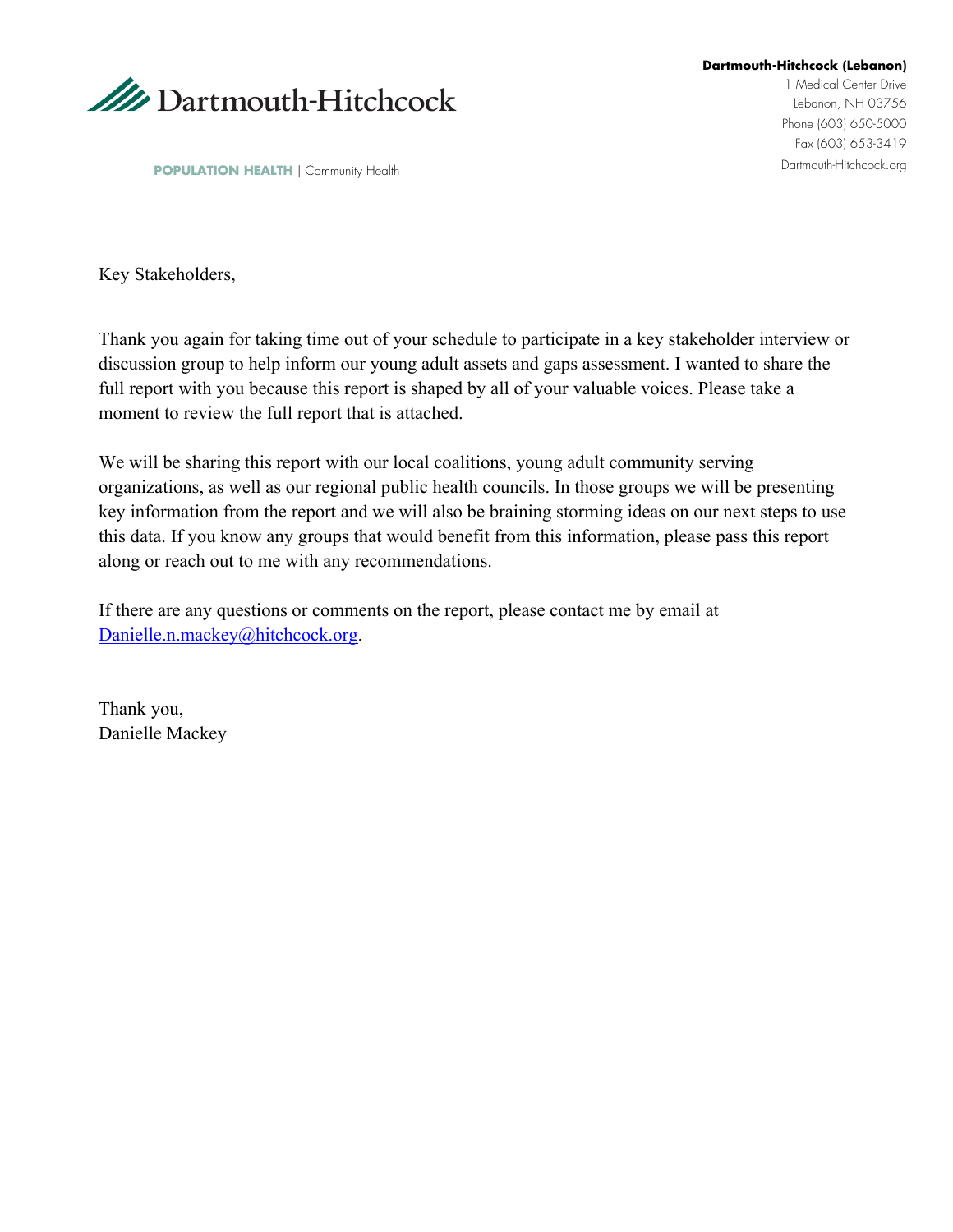**Dartmouth-Hitchcock**

**POPULATION HEALTH** | Community Health

**Dartmouth-Hitchcock (Lebanon)**
1 Medical Center Drive
Lebanon, NH 03756
Phone (603) 650-5000
Fax (603) 653-3419
Dartmouth-Hitchcock.org

Key Stakeholders,

Thank you again for taking time out of your schedule to participate in a key stakeholder interview or discussion group to help inform our young adult assets and gaps assessment. I wanted to share the full report with you because this report is shaped by all of your valuable voices. Please take a moment to review the full report that is attached.

We will be sharing this report with our local coalitions, young adult community serving organizations, as well as our regional public health councils. In those groups we will be presenting key information from the report and we will also be braining storming ideas on our next steps to use this data. If you know any groups that would benefit from this information, please pass this report along or reach out to me with any recommendations.

If there are any questions or comments on the report, please contact me by email at Danielle.n.mackey@hitchcock.org.

Thank you,
Danielle Mackey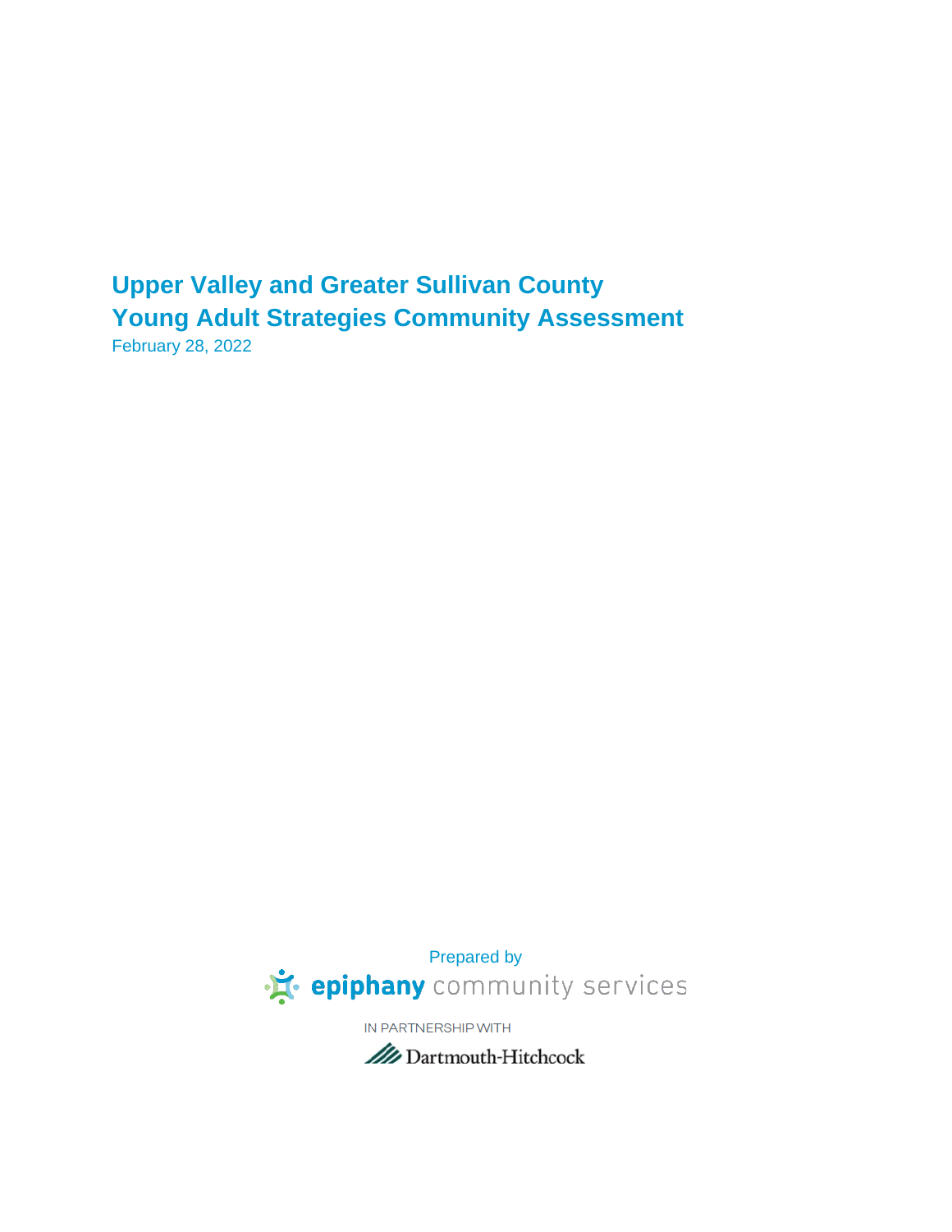# Upper Valley and Greater Sullivan County
# Young Adult Strategies Community Assessment

February 28, 2022

Prepared by

epiphany community services

IN PARTNERSHIP WITH

Dartmouth-Hitchcock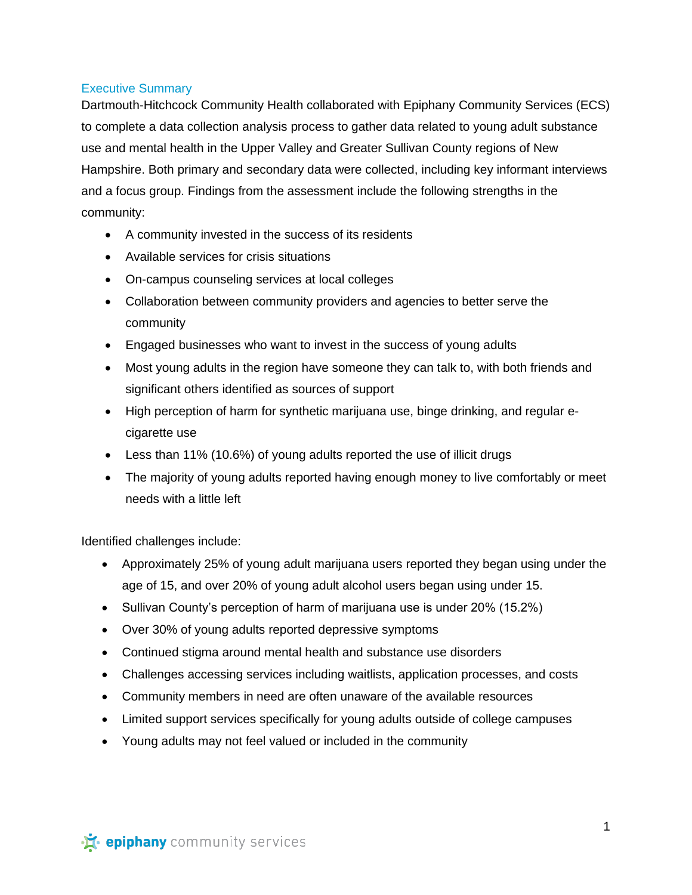## Executive Summary

Dartmouth-Hitchcock Community Health collaborated with Epiphany Community Services (ECS) to complete a data collection analysis process to gather data related to young adult substance use and mental health in the Upper Valley and Greater Sullivan County regions of New Hampshire. Both primary and secondary data were collected, including key informant interviews and a focus group. Findings from the assessment include the following strengths in the community:

- A community invested in the success of its residents
- Available services for crisis situations
- On-campus counseling services at local colleges
- Collaboration between community providers and agencies to better serve the community
- Engaged businesses who want to invest in the success of young adults
- Most young adults in the region have someone they can talk to, with both friends and significant others identified as sources of support
- High perception of harm for synthetic marijuana use, binge drinking, and regular e-cigarette use
- Less than 11% (10.6%) of young adults reported the use of illicit drugs
- The majority of young adults reported having enough money to live comfortably or meet needs with a little left

Identified challenges include:

- Approximately 25% of young adult marijuana users reported they began using under the age of 15, and over 20% of young adult alcohol users began using under 15.
- Sullivan County's perception of harm of marijuana use is under 20% (15.2%)
- Over 30% of young adults reported depressive symptoms
- Continued stigma around mental health and substance use disorders
- Challenges accessing services including waitlists, application processes, and costs
- Community members in need are often unaware of the available resources
- Limited support services specifically for young adults outside of college campuses
- Young adults may not feel valued or included in the community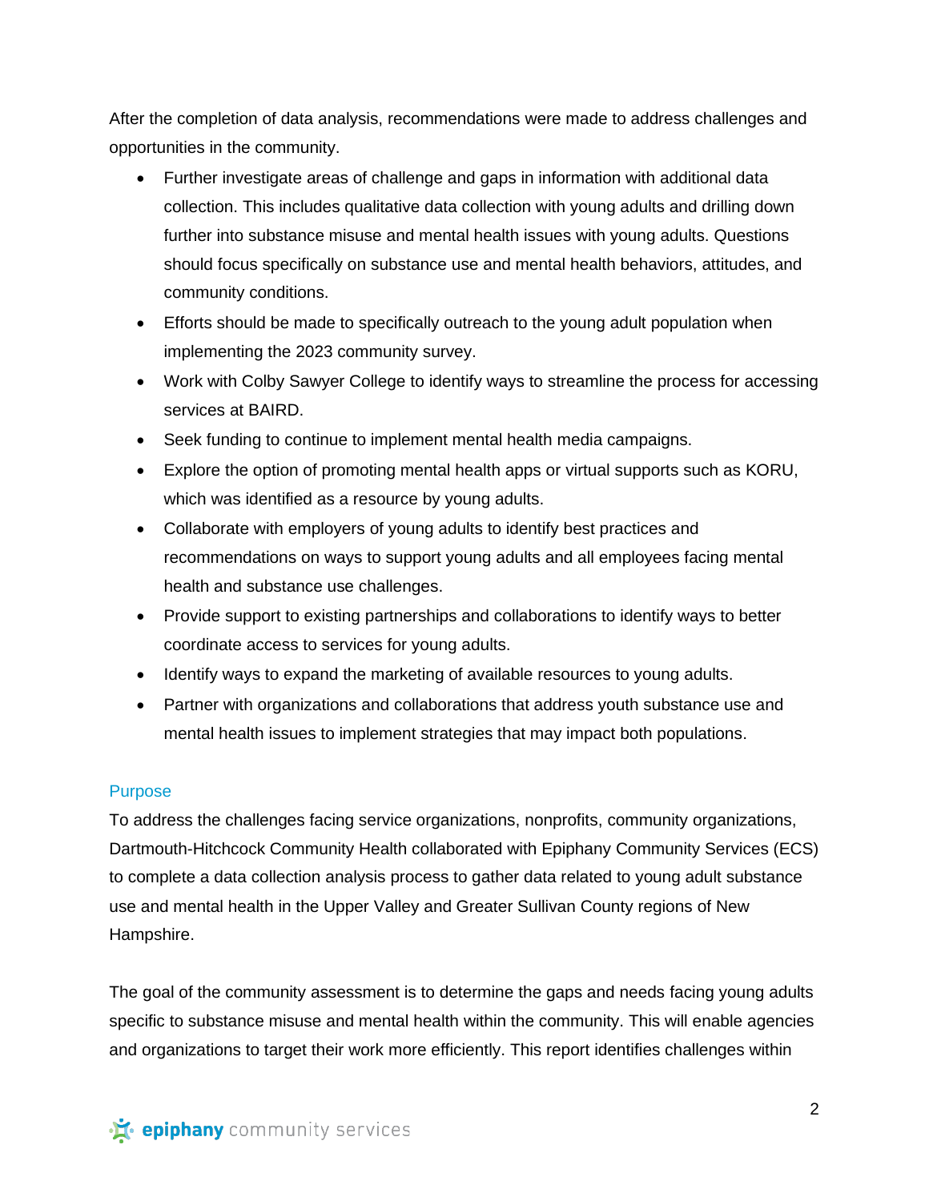After the completion of data analysis, recommendations were made to address challenges and opportunities in the community.

- Further investigate areas of challenge and gaps in information with additional data collection. This includes qualitative data collection with young adults and drilling down further into substance misuse and mental health issues with young adults. Questions should focus specifically on substance use and mental health behaviors, attitudes, and community conditions.
- Efforts should be made to specifically outreach to the young adult population when implementing the 2023 community survey.
- Work with Colby Sawyer College to identify ways to streamline the process for accessing services at BAIRD.
- Seek funding to continue to implement mental health media campaigns.
- Explore the option of promoting mental health apps or virtual supports such as KORU, which was identified as a resource by young adults.
- Collaborate with employers of young adults to identify best practices and recommendations on ways to support young adults and all employees facing mental health and substance use challenges.
- Provide support to existing partnerships and collaborations to identify ways to better coordinate access to services for young adults.
- Identify ways to expand the marketing of available resources to young adults.
- Partner with organizations and collaborations that address youth substance use and mental health issues to implement strategies that may impact both populations.

## Purpose

To address the challenges facing service organizations, nonprofits, community organizations, Dartmouth-Hitchcock Community Health collaborated with Epiphany Community Services (ECS) to complete a data collection analysis process to gather data related to young adult substance use and mental health in the Upper Valley and Greater Sullivan County regions of New Hampshire.

The goal of the community assessment is to determine the gaps and needs facing young adults specific to substance misuse and mental health within the community. This will enable agencies and organizations to target their work more efficiently. This report identifies challenges within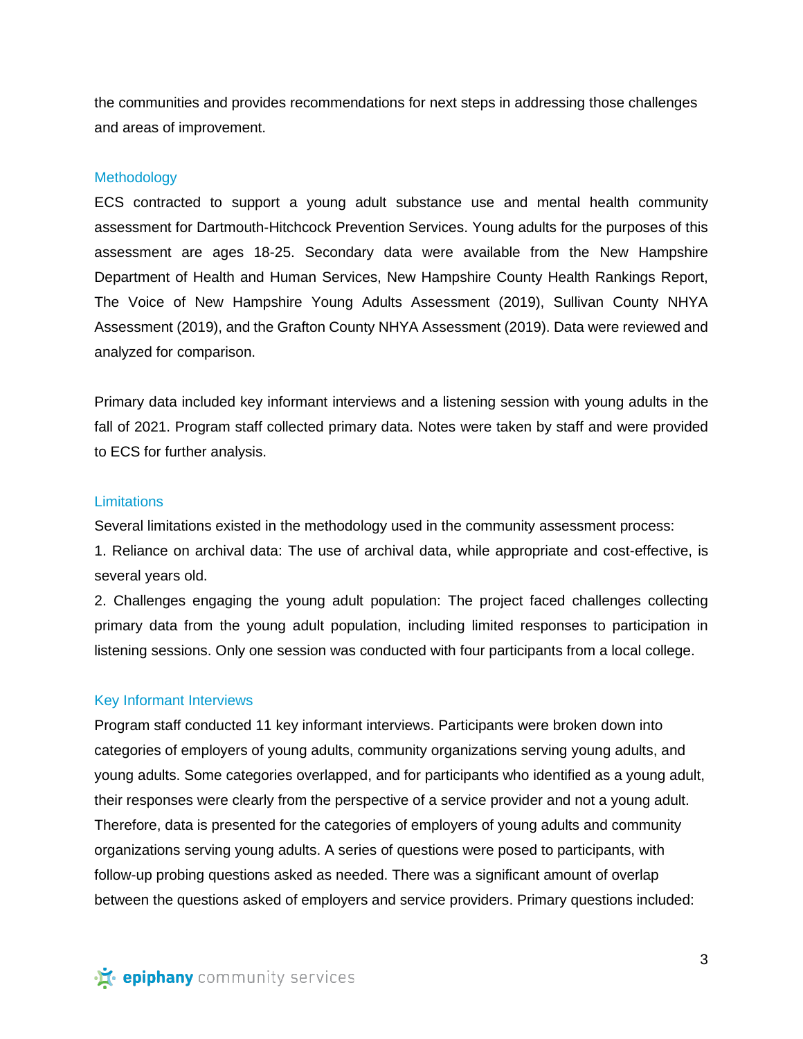the communities and provides recommendations for next steps in addressing those challenges and areas of improvement.

## Methodology

ECS contracted to support a young adult substance use and mental health community assessment for Dartmouth-Hitchcock Prevention Services. Young adults for the purposes of this assessment are ages 18-25. Secondary data were available from the New Hampshire Department of Health and Human Services, New Hampshire County Health Rankings Report, The Voice of New Hampshire Young Adults Assessment (2019), Sullivan County NHYA Assessment (2019), and the Grafton County NHYA Assessment (2019). Data were reviewed and analyzed for comparison.

Primary data included key informant interviews and a listening session with young adults in the fall of 2021. Program staff collected primary data. Notes were taken by staff and were provided to ECS for further analysis.

## Limitations

Several limitations existed in the methodology used in the community assessment process:

1. Reliance on archival data: The use of archival data, while appropriate and cost-effective, is several years old.
2. Challenges engaging the young adult population: The project faced challenges collecting primary data from the young adult population, including limited responses to participation in listening sessions. Only one session was conducted with four participants from a local college.

## Key Informant Interviews

Program staff conducted 11 key informant interviews. Participants were broken down into categories of employers of young adults, community organizations serving young adults, and young adults. Some categories overlapped, and for participants who identified as a young adult, their responses were clearly from the perspective of a service provider and not a young adult. Therefore, data is presented for the categories of employers of young adults and community organizations serving young adults. A series of questions were posed to participants, with follow-up probing questions asked as needed. There was a significant amount of overlap between the questions asked of employers and service providers. Primary questions included: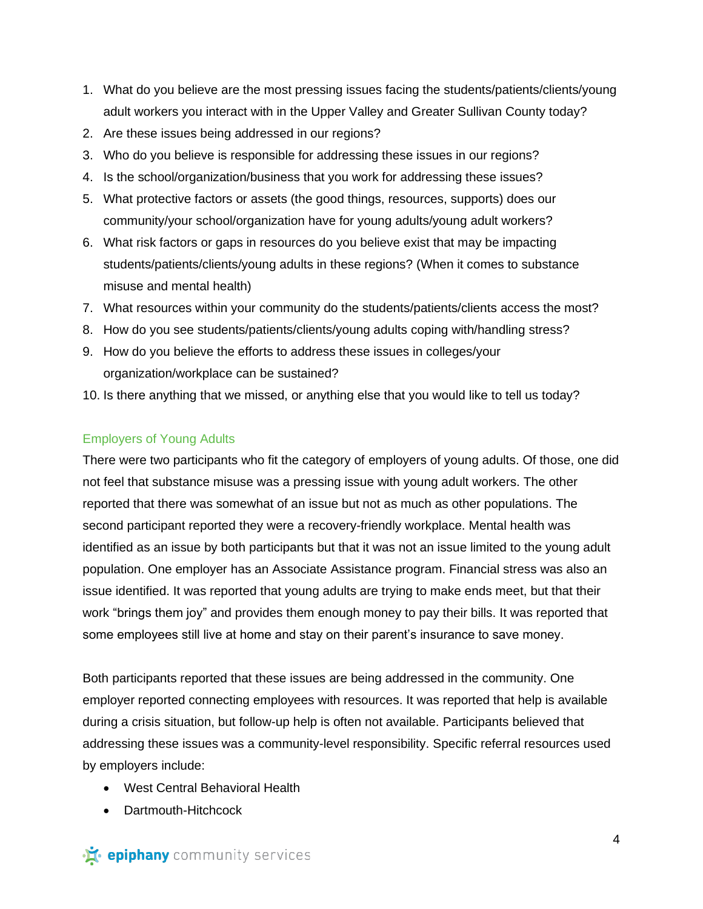1. What do you believe are the most pressing issues facing the students/patients/clients/young adult workers you interact with in the Upper Valley and Greater Sullivan County today?
2. Are these issues being addressed in our regions?
3. Who do you believe is responsible for addressing these issues in our regions?
4. Is the school/organization/business that you work for addressing these issues?
5. What protective factors or assets (the good things, resources, supports) does our community/your school/organization have for young adults/young adult workers?
6. What risk factors or gaps in resources do you believe exist that may be impacting students/patients/clients/young adults in these regions? (When it comes to substance misuse and mental health)
7. What resources within your community do the students/patients/clients access the most?
8. How do you see students/patients/clients/young adults coping with/handling stress?
9. How do you believe the efforts to address these issues in colleges/your organization/workplace can be sustained?
10. Is there anything that we missed, or anything else that you would like to tell us today?

### Employers of Young Adults

There were two participants who fit the category of employers of young adults. Of those, one did not feel that substance misuse was a pressing issue with young adult workers. The other reported that there was somewhat of an issue but not as much as other populations. The second participant reported they were a recovery-friendly workplace. Mental health was identified as an issue by both participants but that it was not an issue limited to the young adult population. One employer has an Associate Assistance program. Financial stress was also an issue identified. It was reported that young adults are trying to make ends meet, but that their work "brings them joy" and provides them enough money to pay their bills. It was reported that some employees still live at home and stay on their parent's insurance to save money.

Both participants reported that these issues are being addressed in the community. One employer reported connecting employees with resources. It was reported that help is available during a crisis situation, but follow-up help is often not available. Participants believed that addressing these issues was a community-level responsibility. Specific referral resources used by employers include:

- West Central Behavioral Health
- Dartmouth-Hitchcock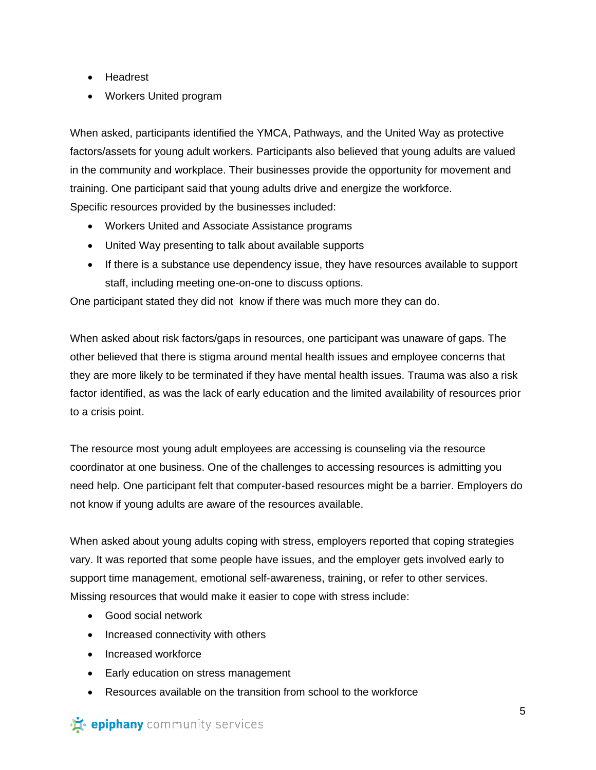- Headrest
- Workers United program

When asked, participants identified the YMCA, Pathways, and the United Way as protective factors/assets for young adult workers. Participants also believed that young adults are valued in the community and workplace. Their businesses provide the opportunity for movement and training. One participant said that young adults drive and energize the workforce.
Specific resources provided by the businesses included:

- Workers United and Associate Assistance programs
- United Way presenting to talk about available supports
- If there is a substance use dependency issue, they have resources available to support staff, including meeting one-on-one to discuss options.

One participant stated they did not know if there was much more they can do.

When asked about risk factors/gaps in resources, one participant was unaware of gaps. The other believed that there is stigma around mental health issues and employee concerns that they are more likely to be terminated if they have mental health issues. Trauma was also a risk factor identified, as was the lack of early education and the limited availability of resources prior to a crisis point.

The resource most young adult employees are accessing is counseling via the resource coordinator at one business. One of the challenges to accessing resources is admitting you need help. One participant felt that computer-based resources might be a barrier. Employers do not know if young adults are aware of the resources available.

When asked about young adults coping with stress, employers reported that coping strategies vary. It was reported that some people have issues, and the employer gets involved early to support time management, emotional self-awareness, training, or refer to other services. Missing resources that would make it easier to cope with stress include:

- Good social network
- Increased connectivity with others
- Increased workforce
- Early education on stress management
- Resources available on the transition from school to the workforce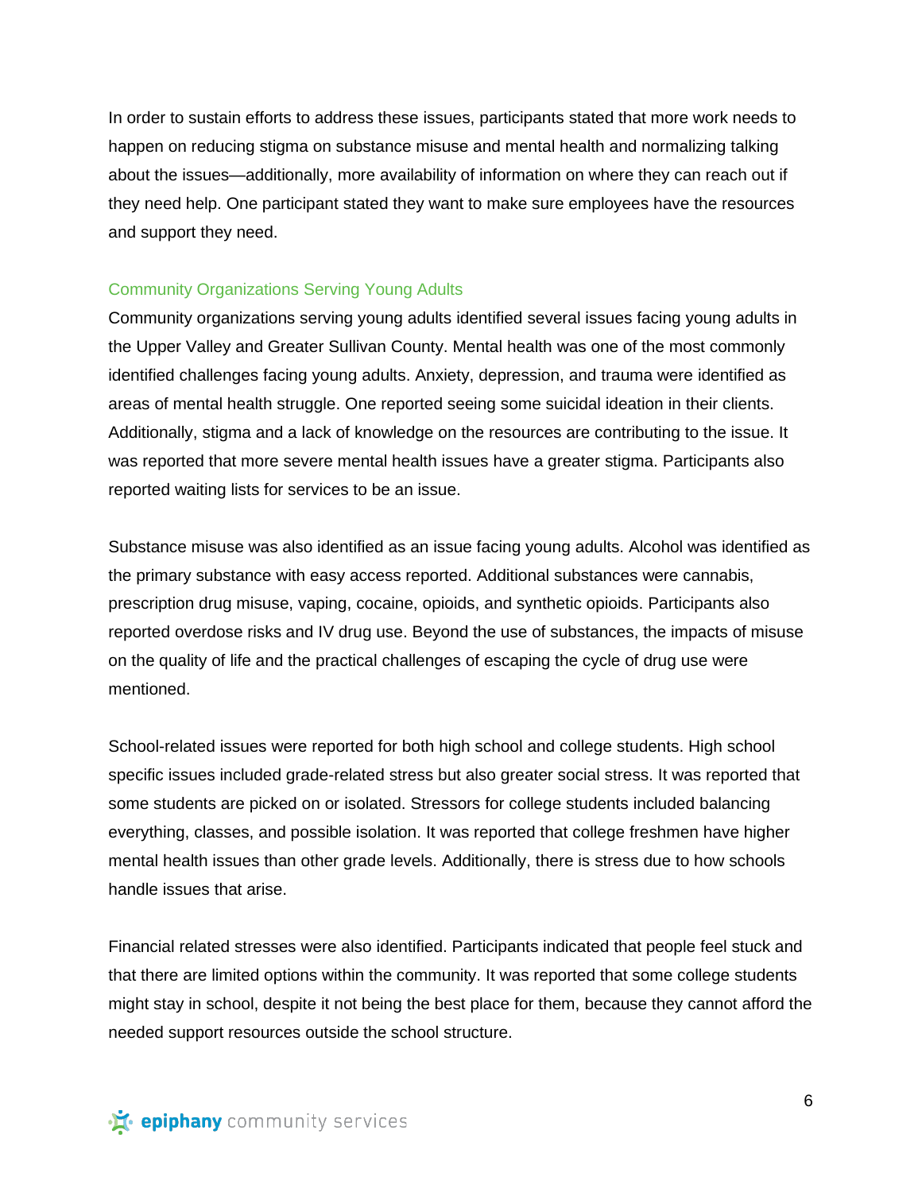In order to sustain efforts to address these issues, participants stated that more work needs to happen on reducing stigma on substance misuse and mental health and normalizing talking about the issues—additionally, more availability of information on where they can reach out if they need help. One participant stated they want to make sure employees have the resources and support they need.

### Community Organizations Serving Young Adults

Community organizations serving young adults identified several issues facing young adults in the Upper Valley and Greater Sullivan County. Mental health was one of the most commonly identified challenges facing young adults. Anxiety, depression, and trauma were identified as areas of mental health struggle. One reported seeing some suicidal ideation in their clients. Additionally, stigma and a lack of knowledge on the resources are contributing to the issue. It was reported that more severe mental health issues have a greater stigma. Participants also reported waiting lists for services to be an issue.

Substance misuse was also identified as an issue facing young adults. Alcohol was identified as the primary substance with easy access reported. Additional substances were cannabis, prescription drug misuse, vaping, cocaine, opioids, and synthetic opioids. Participants also reported overdose risks and IV drug use. Beyond the use of substances, the impacts of misuse on the quality of life and the practical challenges of escaping the cycle of drug use were mentioned.

School-related issues were reported for both high school and college students. High school specific issues included grade-related stress but also greater social stress. It was reported that some students are picked on or isolated. Stressors for college students included balancing everything, classes, and possible isolation. It was reported that college freshmen have higher mental health issues than other grade levels. Additionally, there is stress due to how schools handle issues that arise.

Financial related stresses were also identified. Participants indicated that people feel stuck and that there are limited options within the community. It was reported that some college students might stay in school, despite it not being the best place for them, because they cannot afford the needed support resources outside the school structure.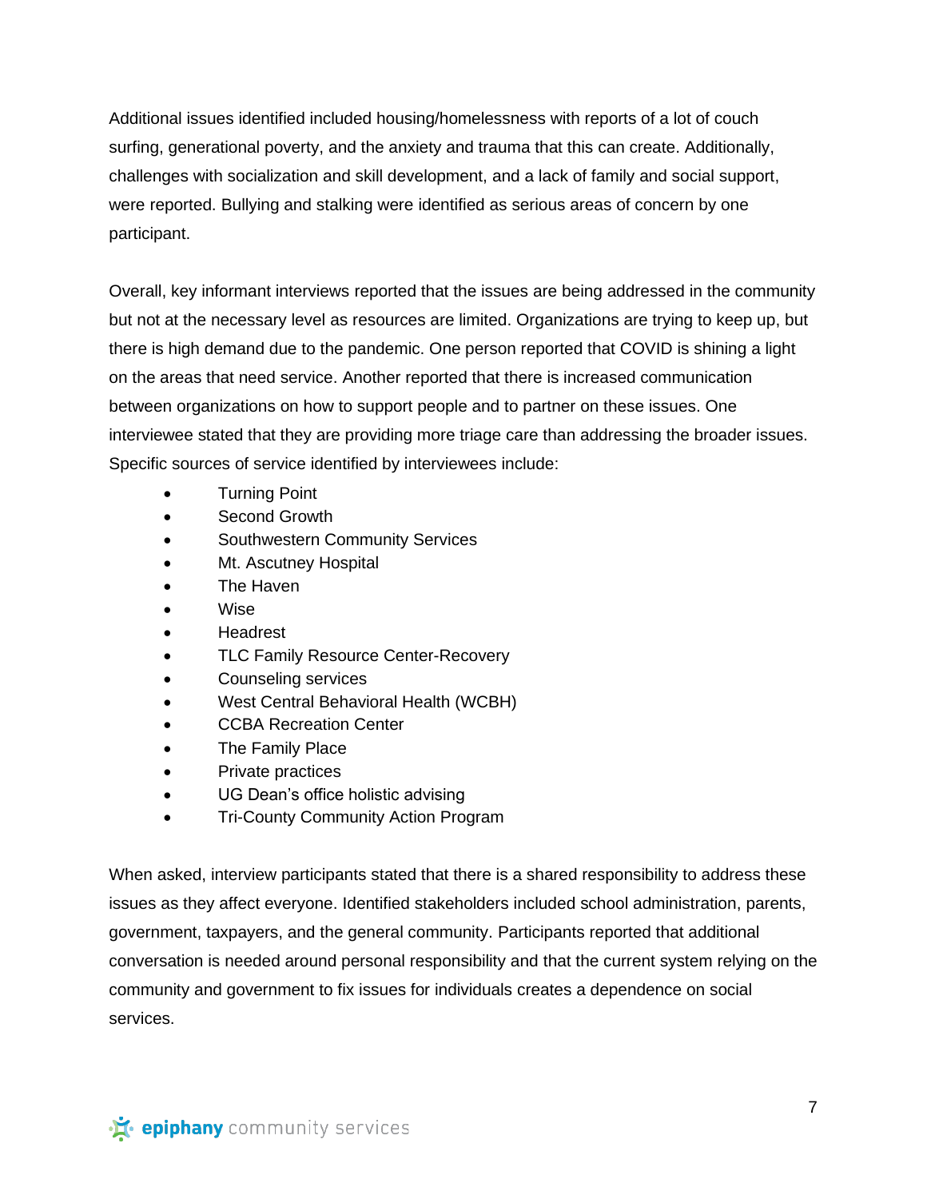Additional issues identified included housing/homelessness with reports of a lot of couch surfing, generational poverty, and the anxiety and trauma that this can create. Additionally, challenges with socialization and skill development, and a lack of family and social support, were reported. Bullying and stalking were identified as serious areas of concern by one participant.

Overall, key informant interviews reported that the issues are being addressed in the community but not at the necessary level as resources are limited. Organizations are trying to keep up, but there is high demand due to the pandemic. One person reported that COVID is shining a light on the areas that need service. Another reported that there is increased communication between organizations on how to support people and to partner on these issues. One interviewee stated that they are providing more triage care than addressing the broader issues. Specific sources of service identified by interviewees include:

- Turning Point
- Second Growth
- Southwestern Community Services
- Mt. Ascutney Hospital
- The Haven
- Wise
- Headrest
- TLC Family Resource Center-Recovery
- Counseling services
- West Central Behavioral Health (WCBH)
- CCBA Recreation Center
- The Family Place
- Private practices
- UG Dean's office holistic advising
- Tri-County Community Action Program

When asked, interview participants stated that there is a shared responsibility to address these issues as they affect everyone. Identified stakeholders included school administration, parents, government, taxpayers, and the general community. Participants reported that additional conversation is needed around personal responsibility and that the current system relying on the community and government to fix issues for individuals creates a dependence on social services.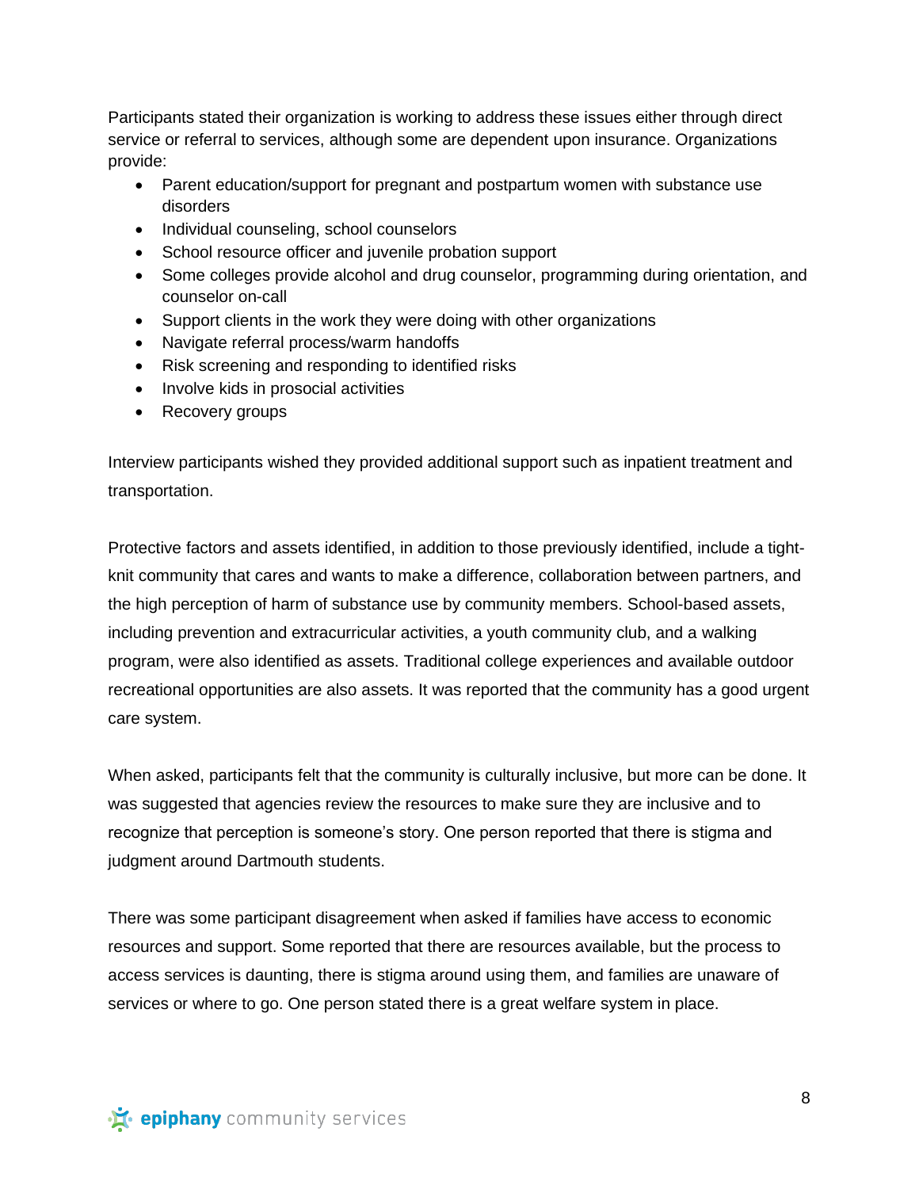Participants stated their organization is working to address these issues either through direct service or referral to services, although some are dependent upon insurance. Organizations provide:

- Parent education/support for pregnant and postpartum women with substance use disorders
- Individual counseling, school counselors
- School resource officer and juvenile probation support
- Some colleges provide alcohol and drug counselor, programming during orientation, and counselor on-call
- Support clients in the work they were doing with other organizations
- Navigate referral process/warm handoffs
- Risk screening and responding to identified risks
- Involve kids in prosocial activities
- Recovery groups

Interview participants wished they provided additional support such as inpatient treatment and transportation.

Protective factors and assets identified, in addition to those previously identified, include a tight-knit community that cares and wants to make a difference, collaboration between partners, and the high perception of harm of substance use by community members. School-based assets, including prevention and extracurricular activities, a youth community club, and a walking program, were also identified as assets. Traditional college experiences and available outdoor recreational opportunities are also assets. It was reported that the community has a good urgent care system.

When asked, participants felt that the community is culturally inclusive, but more can be done. It was suggested that agencies review the resources to make sure they are inclusive and to recognize that perception is someone's story. One person reported that there is stigma and judgment around Dartmouth students.

There was some participant disagreement when asked if families have access to economic resources and support. Some reported that there are resources available, but the process to access services is daunting, there is stigma around using them, and families are unaware of services or where to go. One person stated there is a great welfare system in place.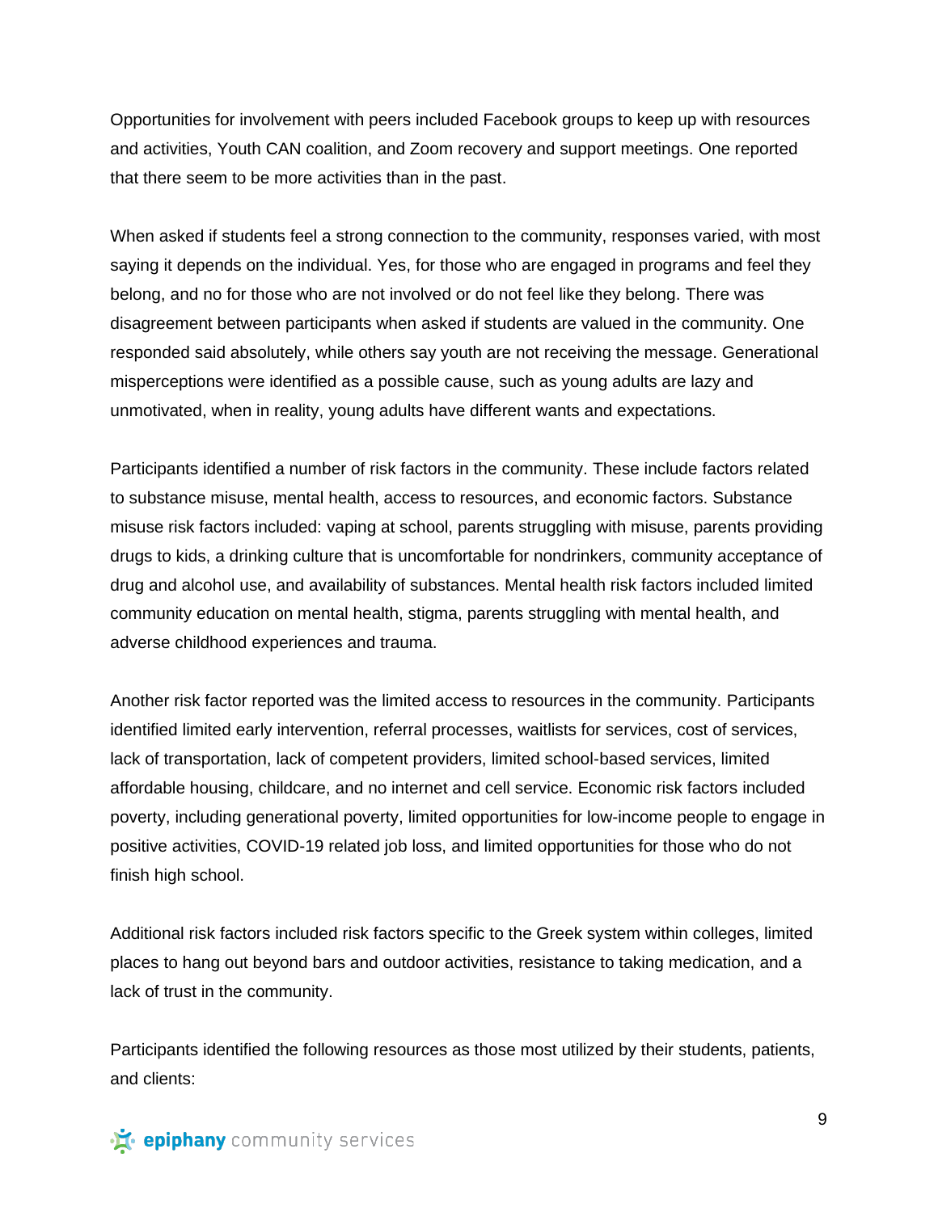Opportunities for involvement with peers included Facebook groups to keep up with resources and activities, Youth CAN coalition, and Zoom recovery and support meetings. One reported that there seem to be more activities than in the past.

When asked if students feel a strong connection to the community, responses varied, with most saying it depends on the individual. Yes, for those who are engaged in programs and feel they belong, and no for those who are not involved or do not feel like they belong. There was disagreement between participants when asked if students are valued in the community. One responded said absolutely, while others say youth are not receiving the message. Generational misperceptions were identified as a possible cause, such as young adults are lazy and unmotivated, when in reality, young adults have different wants and expectations.

Participants identified a number of risk factors in the community. These include factors related to substance misuse, mental health, access to resources, and economic factors. Substance misuse risk factors included: vaping at school, parents struggling with misuse, parents providing drugs to kids, a drinking culture that is uncomfortable for nondrinkers, community acceptance of drug and alcohol use, and availability of substances. Mental health risk factors included limited community education on mental health, stigma, parents struggling with mental health, and adverse childhood experiences and trauma.

Another risk factor reported was the limited access to resources in the community. Participants identified limited early intervention, referral processes, waitlists for services, cost of services, lack of transportation, lack of competent providers, limited school-based services, limited affordable housing, childcare, and no internet and cell service. Economic risk factors included poverty, including generational poverty, limited opportunities for low-income people to engage in positive activities, COVID-19 related job loss, and limited opportunities for those who do not finish high school.

Additional risk factors included risk factors specific to the Greek system within colleges, limited places to hang out beyond bars and outdoor activities, resistance to taking medication, and a lack of trust in the community.

Participants identified the following resources as those most utilized by their students, patients, and clients: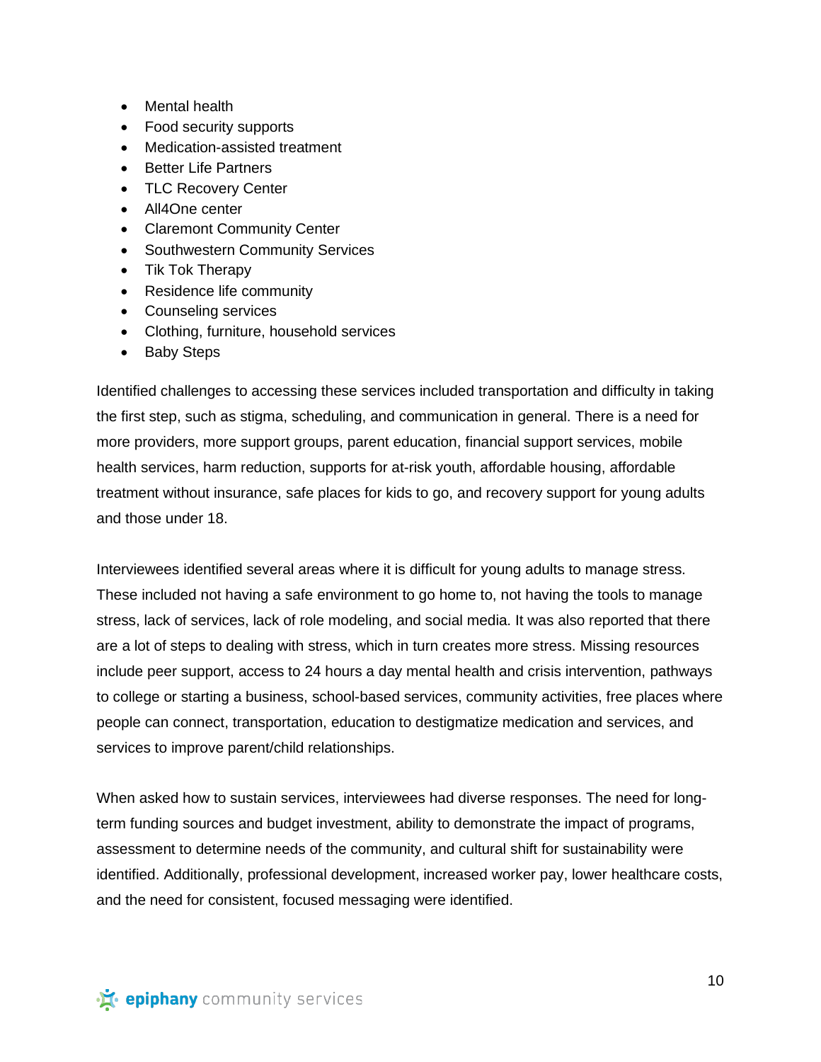- Mental health
- Food security supports
- Medication-assisted treatment
- Better Life Partners
- TLC Recovery Center
- All4One center
- Claremont Community Center
- Southwestern Community Services
- Tik Tok Therapy
- Residence life community
- Counseling services
- Clothing, furniture, household services
- Baby Steps

Identified challenges to accessing these services included transportation and difficulty in taking the first step, such as stigma, scheduling, and communication in general. There is a need for more providers, more support groups, parent education, financial support services, mobile health services, harm reduction, supports for at-risk youth, affordable housing, affordable treatment without insurance, safe places for kids to go, and recovery support for young adults and those under 18.

Interviewees identified several areas where it is difficult for young adults to manage stress. These included not having a safe environment to go home to, not having the tools to manage stress, lack of services, lack of role modeling, and social media. It was also reported that there are a lot of steps to dealing with stress, which in turn creates more stress. Missing resources include peer support, access to 24 hours a day mental health and crisis intervention, pathways to college or starting a business, school-based services, community activities, free places where people can connect, transportation, education to destigmatize medication and services, and services to improve parent/child relationships.

When asked how to sustain services, interviewees had diverse responses. The need for long-term funding sources and budget investment, ability to demonstrate the impact of programs, assessment to determine needs of the community, and cultural shift for sustainability were identified. Additionally, professional development, increased worker pay, lower healthcare costs, and the need for consistent, focused messaging were identified.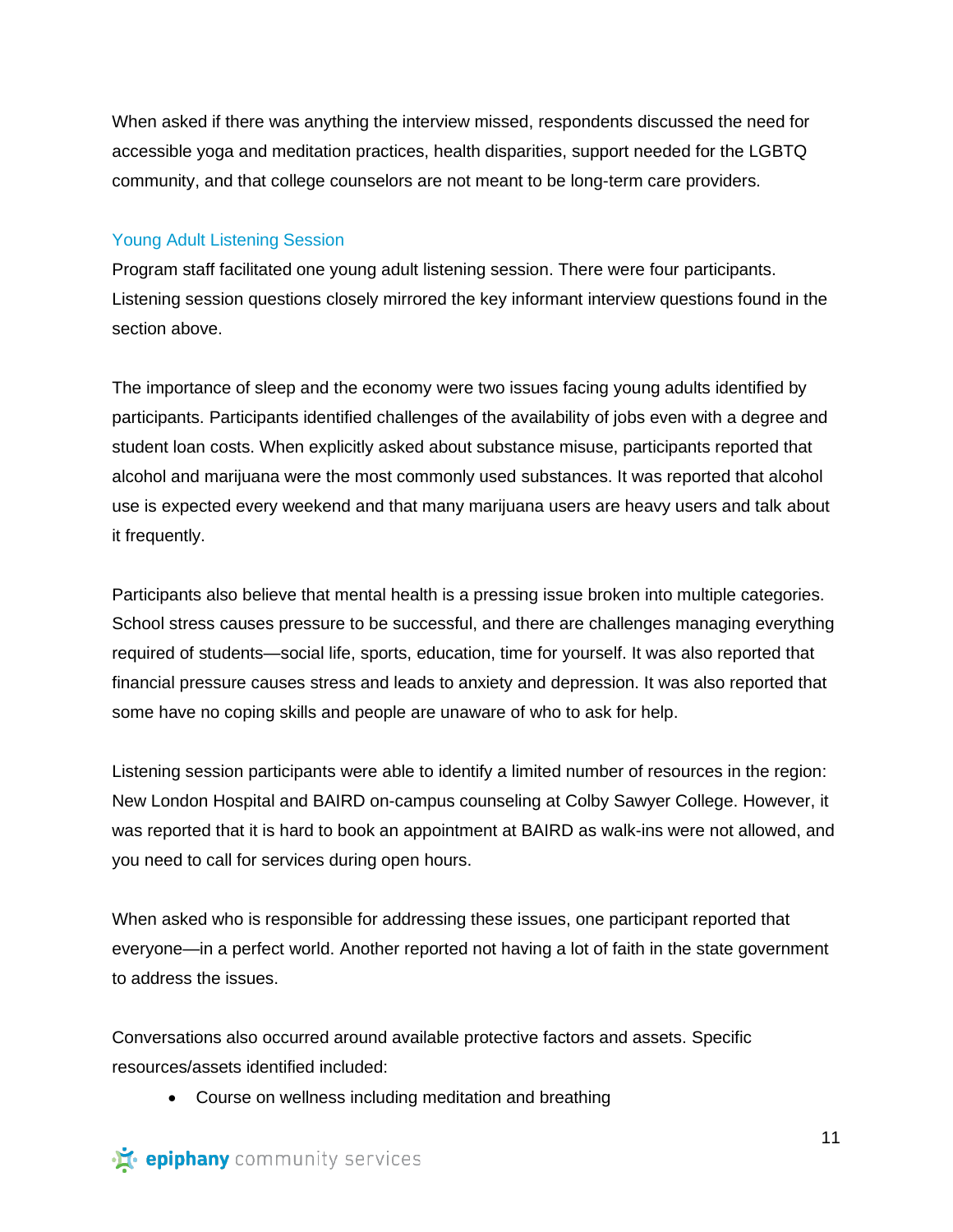When asked if there was anything the interview missed, respondents discussed the need for accessible yoga and meditation practices, health disparities, support needed for the LGBTQ community, and that college counselors are not meant to be long-term care providers.

### Young Adult Listening Session

Program staff facilitated one young adult listening session. There were four participants. Listening session questions closely mirrored the key informant interview questions found in the section above.

The importance of sleep and the economy were two issues facing young adults identified by participants. Participants identified challenges of the availability of jobs even with a degree and student loan costs. When explicitly asked about substance misuse, participants reported that alcohol and marijuana were the most commonly used substances. It was reported that alcohol use is expected every weekend and that many marijuana users are heavy users and talk about it frequently.

Participants also believe that mental health is a pressing issue broken into multiple categories. School stress causes pressure to be successful, and there are challenges managing everything required of students—social life, sports, education, time for yourself. It was also reported that financial pressure causes stress and leads to anxiety and depression. It was also reported that some have no coping skills and people are unaware of who to ask for help.

Listening session participants were able to identify a limited number of resources in the region: New London Hospital and BAIRD on-campus counseling at Colby Sawyer College. However, it was reported that it is hard to book an appointment at BAIRD as walk-ins were not allowed, and you need to call for services during open hours.

When asked who is responsible for addressing these issues, one participant reported that everyone—in a perfect world. Another reported not having a lot of faith in the state government to address the issues.

Conversations also occurred around available protective factors and assets. Specific resources/assets identified included:

- Course on wellness including meditation and breathing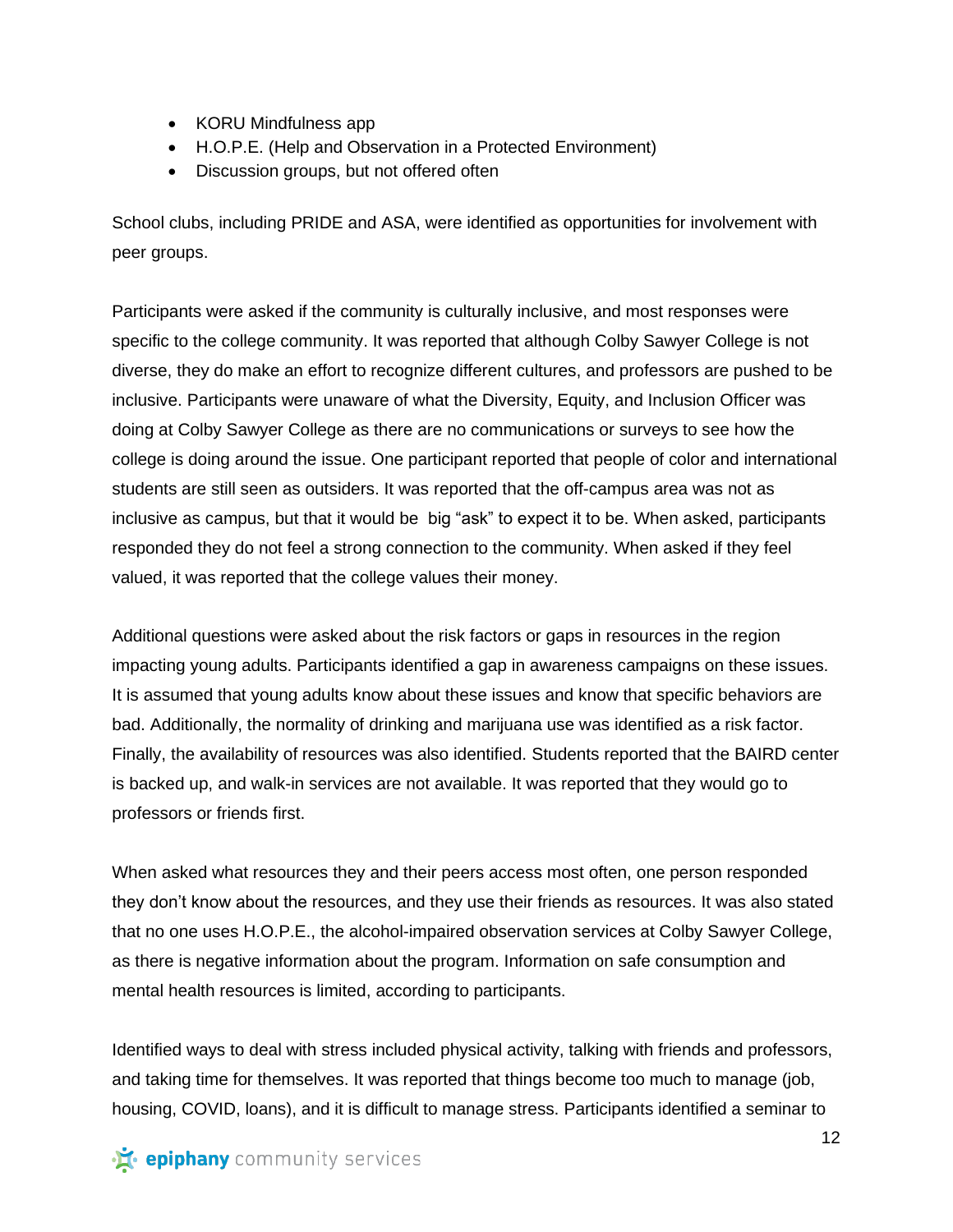- KORU Mindfulness app
- H.O.P.E. (Help and Observation in a Protected Environment)
- Discussion groups, but not offered often

School clubs, including PRIDE and ASA, were identified as opportunities for involvement with peer groups.

Participants were asked if the community is culturally inclusive, and most responses were specific to the college community. It was reported that although Colby Sawyer College is not diverse, they do make an effort to recognize different cultures, and professors are pushed to be inclusive. Participants were unaware of what the Diversity, Equity, and Inclusion Officer was doing at Colby Sawyer College as there are no communications or surveys to see how the college is doing around the issue. One participant reported that people of color and international students are still seen as outsiders. It was reported that the off-campus area was not as inclusive as campus, but that it would be big "ask" to expect it to be. When asked, participants responded they do not feel a strong connection to the community. When asked if they feel valued, it was reported that the college values their money.

Additional questions were asked about the risk factors or gaps in resources in the region impacting young adults. Participants identified a gap in awareness campaigns on these issues. It is assumed that young adults know about these issues and know that specific behaviors are bad. Additionally, the normality of drinking and marijuana use was identified as a risk factor. Finally, the availability of resources was also identified. Students reported that the BAIRD center is backed up, and walk-in services are not available. It was reported that they would go to professors or friends first.

When asked what resources they and their peers access most often, one person responded they don't know about the resources, and they use their friends as resources. It was also stated that no one uses H.O.P.E., the alcohol-impaired observation services at Colby Sawyer College, as there is negative information about the program. Information on safe consumption and mental health resources is limited, according to participants.

Identified ways to deal with stress included physical activity, talking with friends and professors, and taking time for themselves. It was reported that things become too much to manage (job, housing, COVID, loans), and it is difficult to manage stress. Participants identified a seminar to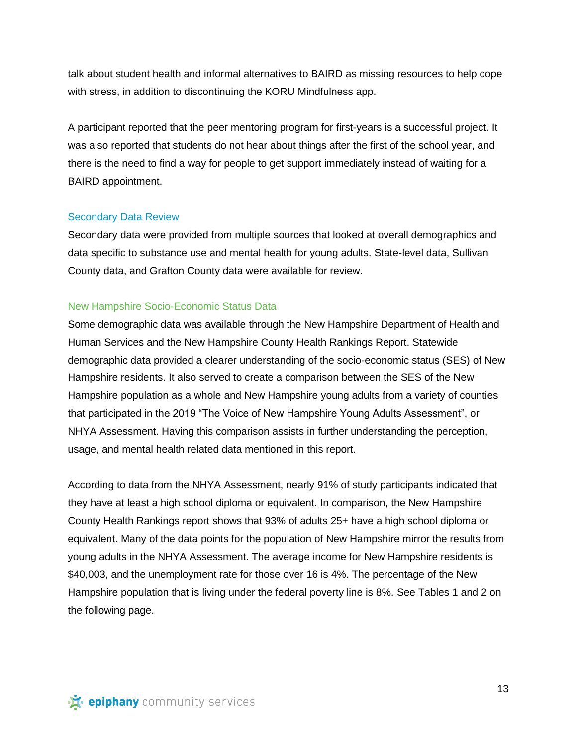talk about student health and informal alternatives to BAIRD as missing resources to help cope with stress, in addition to discontinuing the KORU Mindfulness app.

A participant reported that the peer mentoring program for first-years is a successful project. It was also reported that students do not hear about things after the first of the school year, and there is the need to find a way for people to get support immediately instead of waiting for a BAIRD appointment.

## Secondary Data Review

Secondary data were provided from multiple sources that looked at overall demographics and data specific to substance use and mental health for young adults. State-level data, Sullivan County data, and Grafton County data were available for review.

### New Hampshire Socio-Economic Status Data

Some demographic data was available through the New Hampshire Department of Health and Human Services and the New Hampshire County Health Rankings Report. Statewide demographic data provided a clearer understanding of the socio-economic status (SES) of New Hampshire residents. It also served to create a comparison between the SES of the New Hampshire population as a whole and New Hampshire young adults from a variety of counties that participated in the 2019 "The Voice of New Hampshire Young Adults Assessment", or NHYA Assessment. Having this comparison assists in further understanding the perception, usage, and mental health related data mentioned in this report.

According to data from the NHYA Assessment, nearly 91% of study participants indicated that they have at least a high school diploma or equivalent. In comparison, the New Hampshire County Health Rankings report shows that 93% of adults 25+ have a high school diploma or equivalent. Many of the data points for the population of New Hampshire mirror the results from young adults in the NHYA Assessment. The average income for New Hampshire residents is $40,003, and the unemployment rate for those over 16 is 4%. The percentage of the New Hampshire population that is living under the federal poverty line is 8%. See Tables 1 and 2 on the following page.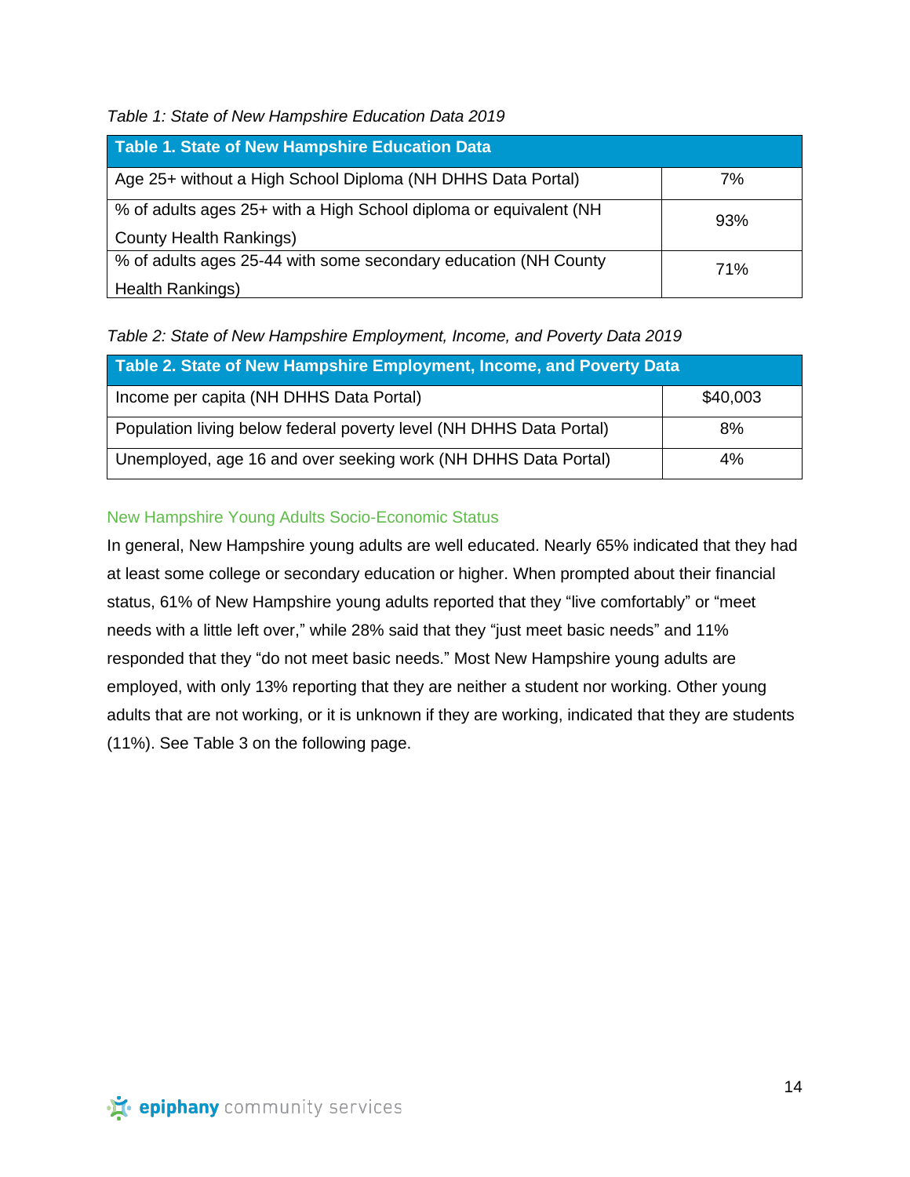*Table 1: State of New Hampshire Education Data 2019*

| Table 1. State of New Hampshire Education Data | |
|---|---|
| Age 25+ without a High School Diploma (NH DHHS Data Portal) | 7% |
| % of adults ages 25+ with a High School diploma or equivalent (NH County Health Rankings) | 93% |
| % of adults ages 25-44 with some secondary education (NH County Health Rankings) | 71% |

*Table 2: State of New Hampshire Employment, Income, and Poverty Data 2019*

| Table 2. State of New Hampshire Employment, Income, and Poverty Data | |
|---|---|
| Income per capita (NH DHHS Data Portal) | $40,003 |
| Population living below federal poverty level (NH DHHS Data Portal) | 8% |
| Unemployed, age 16 and over seeking work (NH DHHS Data Portal) | 4% |

### New Hampshire Young Adults Socio-Economic Status

In general, New Hampshire young adults are well educated. Nearly 65% indicated that they had at least some college or secondary education or higher. When prompted about their financial status, 61% of New Hampshire young adults reported that they "live comfortably" or "meet needs with a little left over," while 28% said that they "just meet basic needs" and 11% responded that they "do not meet basic needs." Most New Hampshire young adults are employed, with only 13% reporting that they are neither a student nor working. Other young adults that are not working, or it is unknown if they are working, indicated that they are students (11%). See Table 3 on the following page.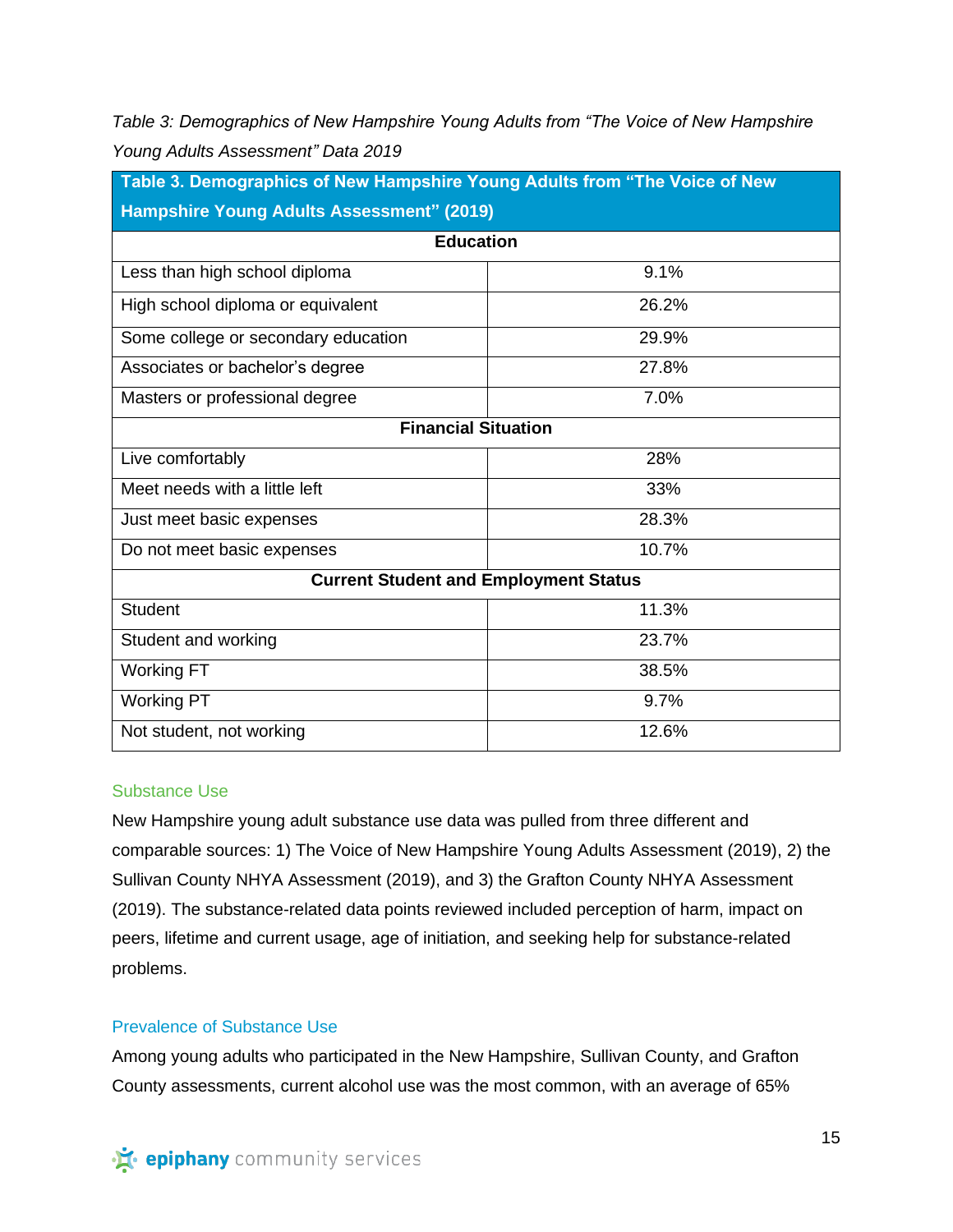*Table 3: Demographics of New Hampshire Young Adults from "The Voice of New Hampshire Young Adults Assessment" Data 2019*

| Table 3. Demographics of New Hampshire Young Adults from "The Voice of New Hampshire Young Adults Assessment" (2019) | |
|---|---|
| **Education** | |
| Less than high school diploma | 9.1% |
| High school diploma or equivalent | 26.2% |
| Some college or secondary education | 29.9% |
| Associates or bachelor's degree | 27.8% |
| Masters or professional degree | 7.0% |
| **Financial Situation** | |
| Live comfortably | 28% |
| Meet needs with a little left | 33% |
| Just meet basic expenses | 28.3% |
| Do not meet basic expenses | 10.7% |
| **Current Student and Employment Status** | |
| Student | 11.3% |
| Student and working | 23.7% |
| Working FT | 38.5% |
| Working PT | 9.7% |
| Not student, not working | 12.6% |

### Substance Use

New Hampshire young adult substance use data was pulled from three different and comparable sources: 1) The Voice of New Hampshire Young Adults Assessment (2019), 2) the Sullivan County NHYA Assessment (2019), and 3) the Grafton County NHYA Assessment (2019). The substance-related data points reviewed included perception of harm, impact on peers, lifetime and current usage, age of initiation, and seeking help for substance-related problems.

### Prevalence of Substance Use

Among young adults who participated in the New Hampshire, Sullivan County, and Grafton County assessments, current alcohol use was the most common, with an average of 65%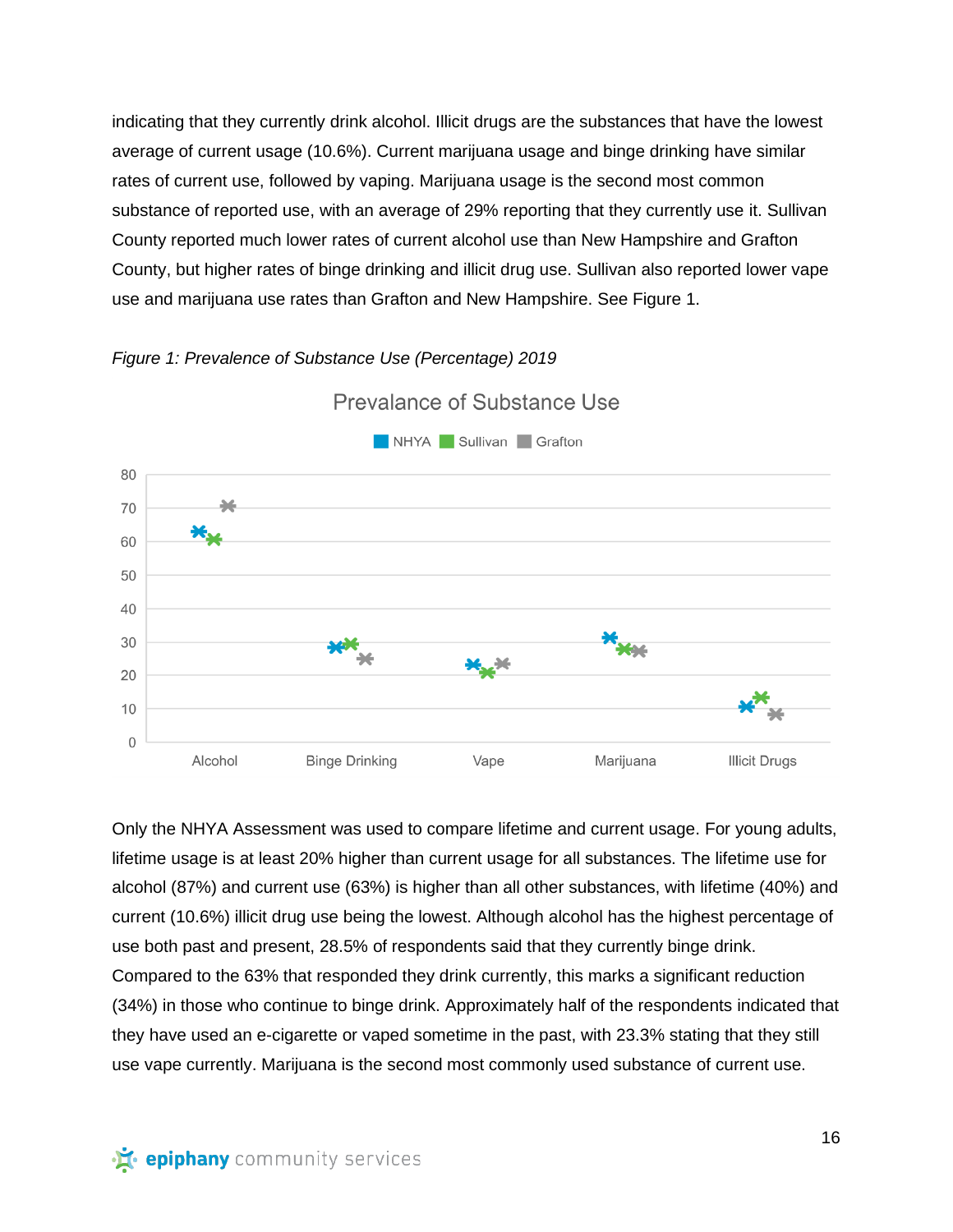indicating that they currently drink alcohol. Illicit drugs are the substances that have the lowest average of current usage (10.6%). Current marijuana usage and binge drinking have similar rates of current use, followed by vaping. Marijuana usage is the second most common substance of reported use, with an average of 29% reporting that they currently use it. Sullivan County reported much lower rates of current alcohol use than New Hampshire and Grafton County, but higher rates of binge drinking and illicit drug use. Sullivan also reported lower vape use and marijuana use rates than Grafton and New Hampshire. See Figure 1.

*Figure 1: Prevalence of Substance Use (Percentage) 2019*

Only the NHYA Assessment was used to compare lifetime and current usage. For young adults, lifetime usage is at least 20% higher than current usage for all substances. The lifetime use for alcohol (87%) and current use (63%) is higher than all other substances, with lifetime (40%) and current (10.6%) illicit drug use being the lowest. Although alcohol has the highest percentage of use both past and present, 28.5% of respondents said that they currently binge drink. Compared to the 63% that responded they drink currently, this marks a significant reduction (34%) in those who continue to binge drink. Approximately half of the respondents indicated that they have used an e-cigarette or vaped sometime in the past, with 23.3% stating that they still use vape currently. Marijuana is the second most commonly used substance of current use.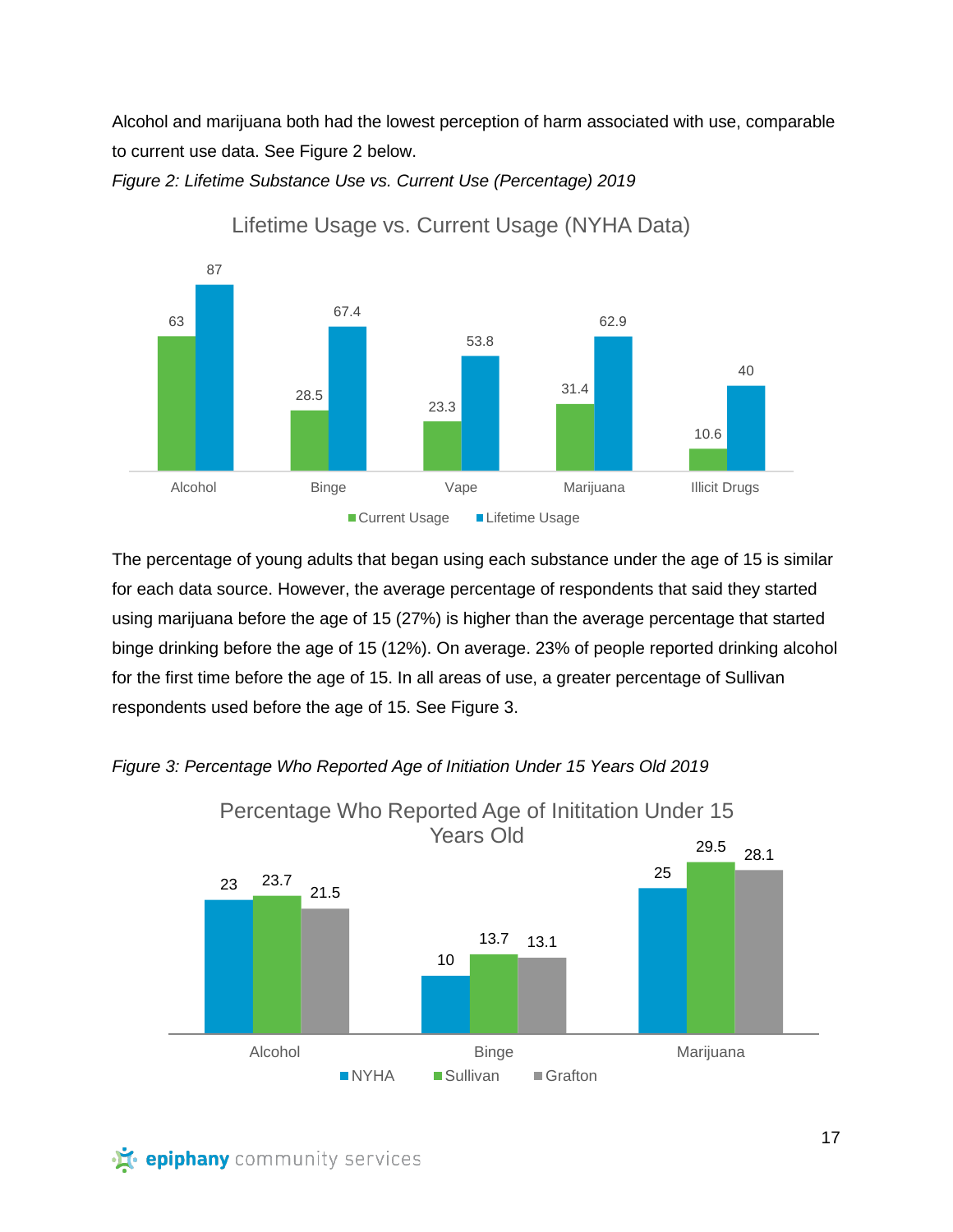Alcohol and marijuana both had the lowest perception of harm associated with use, comparable to current use data. See Figure 2 below.

*Figure 2: Lifetime Substance Use vs. Current Use (Percentage) 2019*

Lifetime Usage vs. Current Usage (NYHA Data)

| | Current Usage | Lifetime Usage |
|---|---|---|
| Alcohol | 63 | 87 |
| Binge | 28.5 | 67.4 |
| Vape | 23.3 | 53.8 |
| Marijuana | 31.4 | 62.9 |
| Illicit Drugs | 10.6 | 40 |

The percentage of young adults that began using each substance under the age of 15 is similar for each data source. However, the average percentage of respondents that said they started using marijuana before the age of 15 (27%) is higher than the average percentage that started binge drinking before the age of 15 (12%). On average. 23% of people reported drinking alcohol for the first time before the age of 15. In all areas of use, a greater percentage of Sullivan respondents used before the age of 15. See Figure 3.

*Figure 3: Percentage Who Reported Age of Initiation Under 15 Years Old 2019*

Percentage Who Reported Age of Inititation Under 15 Years Old

| | NYHA | Sullivan | Grafton |
|---|---|---|---|
| Alcohol | 23 | 23.7 | 21.5 |
| Binge | 10 | 13.7 | 13.1 |
| Marijuana | 25 | 29.5 | 28.1 |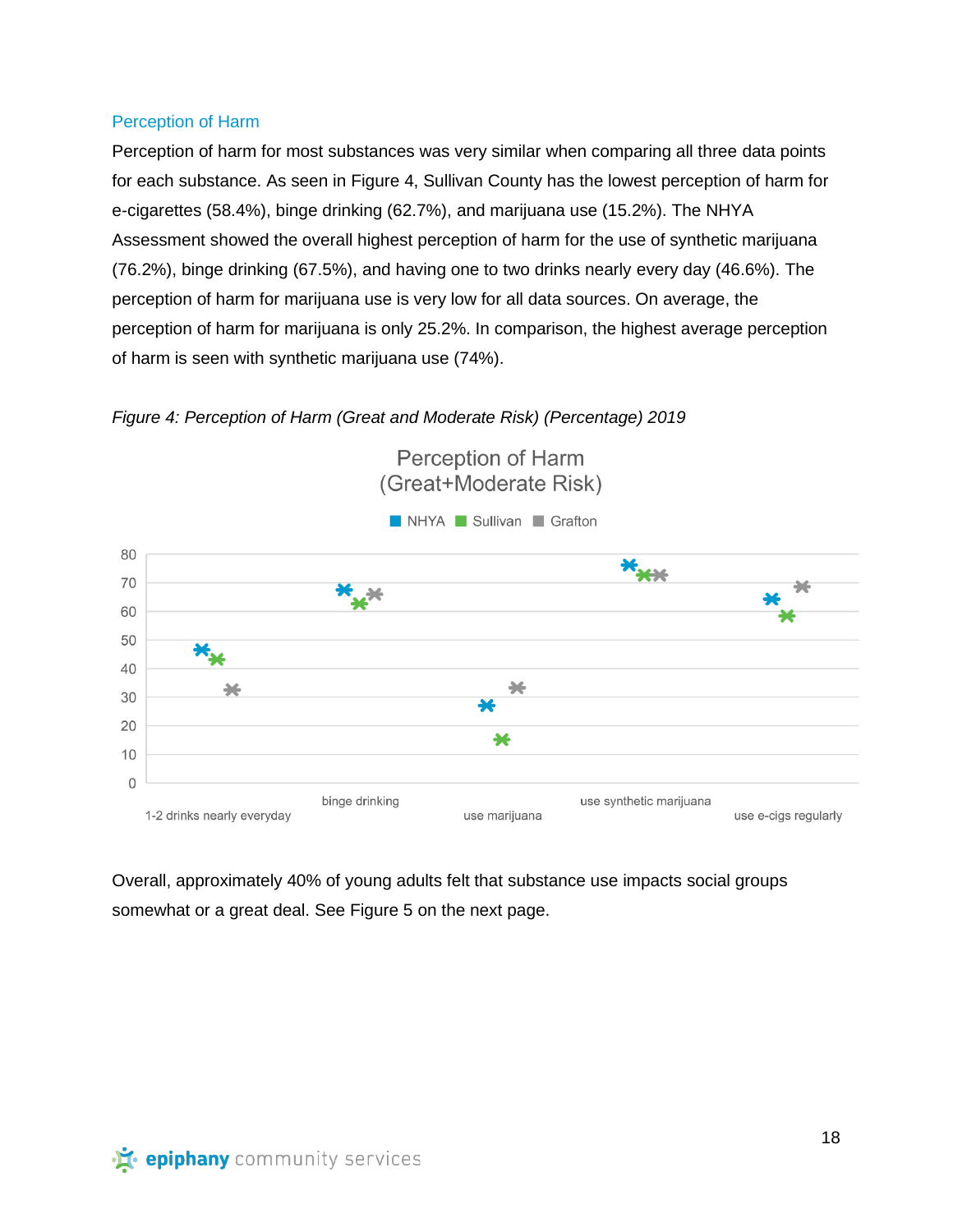### Perception of Harm

Perception of harm for most substances was very similar when comparing all three data points for each substance. As seen in Figure 4, Sullivan County has the lowest perception of harm for e-cigarettes (58.4%), binge drinking (62.7%), and marijuana use (15.2%). The NHYA Assessment showed the overall highest perception of harm for the use of synthetic marijuana (76.2%), binge drinking (67.5%), and having one to two drinks nearly every day (46.6%). The perception of harm for marijuana use is very low for all data sources. On average, the perception of harm for marijuana is only 25.2%. In comparison, the highest average perception of harm is seen with synthetic marijuana use (74%).

*Figure 4: Perception of Harm (Great and Moderate Risk) (Percentage) 2019*

Overall, approximately 40% of young adults felt that substance use impacts social groups somewhat or a great deal. See Figure 5 on the next page.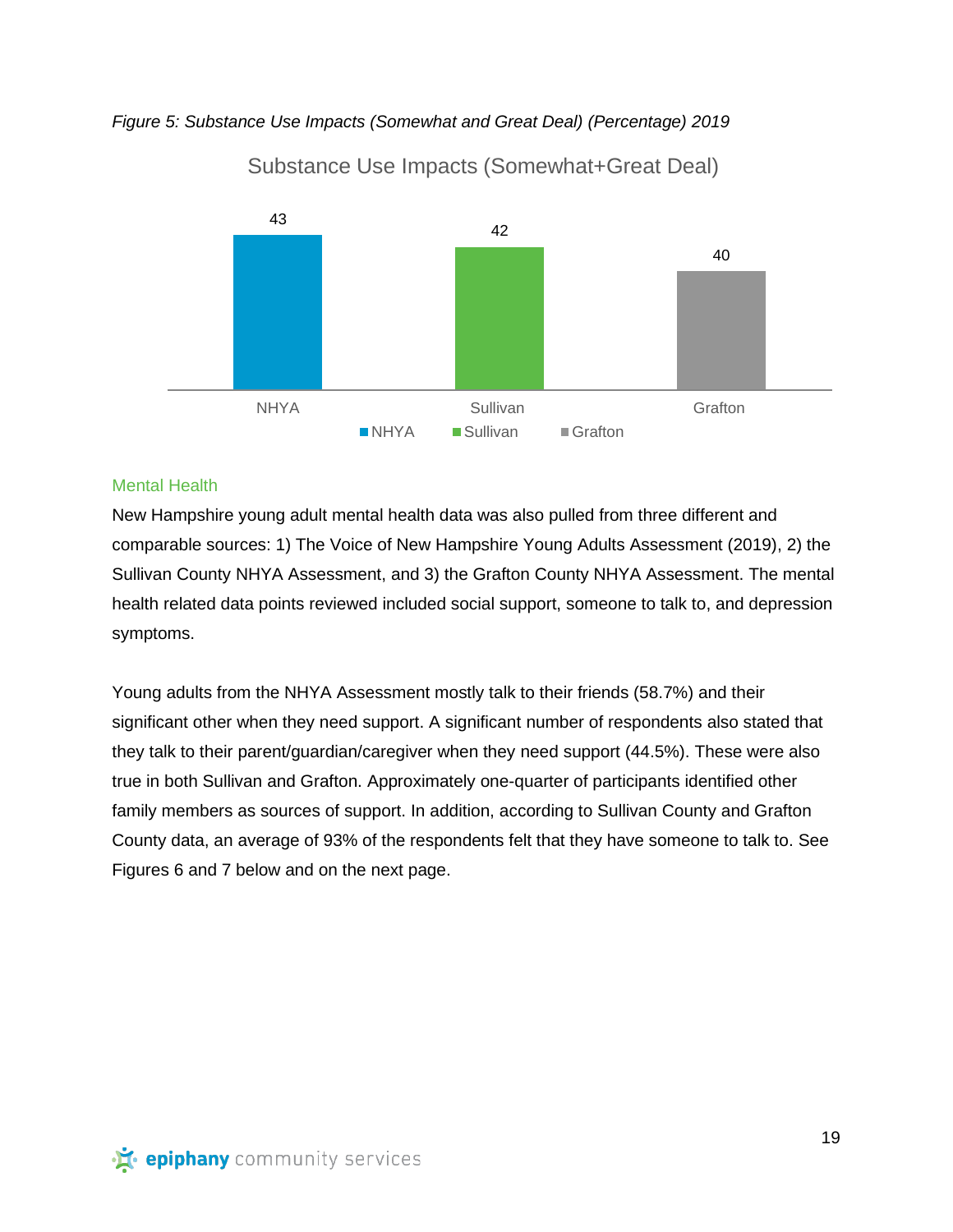*Figure 5: Substance Use Impacts (Somewhat and Great Deal) (Percentage) 2019*

| | Substance Use Impacts (Somewhat+Great Deal) |
|---|---|
| NHYA | 43 |
| Sullivan | 42 |
| Grafton | 40 |

### Mental Health

New Hampshire young adult mental health data was also pulled from three different and comparable sources: 1) The Voice of New Hampshire Young Adults Assessment (2019), 2) the Sullivan County NHYA Assessment, and 3) the Grafton County NHYA Assessment. The mental health related data points reviewed included social support, someone to talk to, and depression symptoms.

Young adults from the NHYA Assessment mostly talk to their friends (58.7%) and their significant other when they need support. A significant number of respondents also stated that they talk to their parent/guardian/caregiver when they need support (44.5%). These were also true in both Sullivan and Grafton. Approximately one-quarter of participants identified other family members as sources of support. In addition, according to Sullivan County and Grafton County data, an average of 93% of the respondents felt that they have someone to talk to. See Figures 6 and 7 below and on the next page.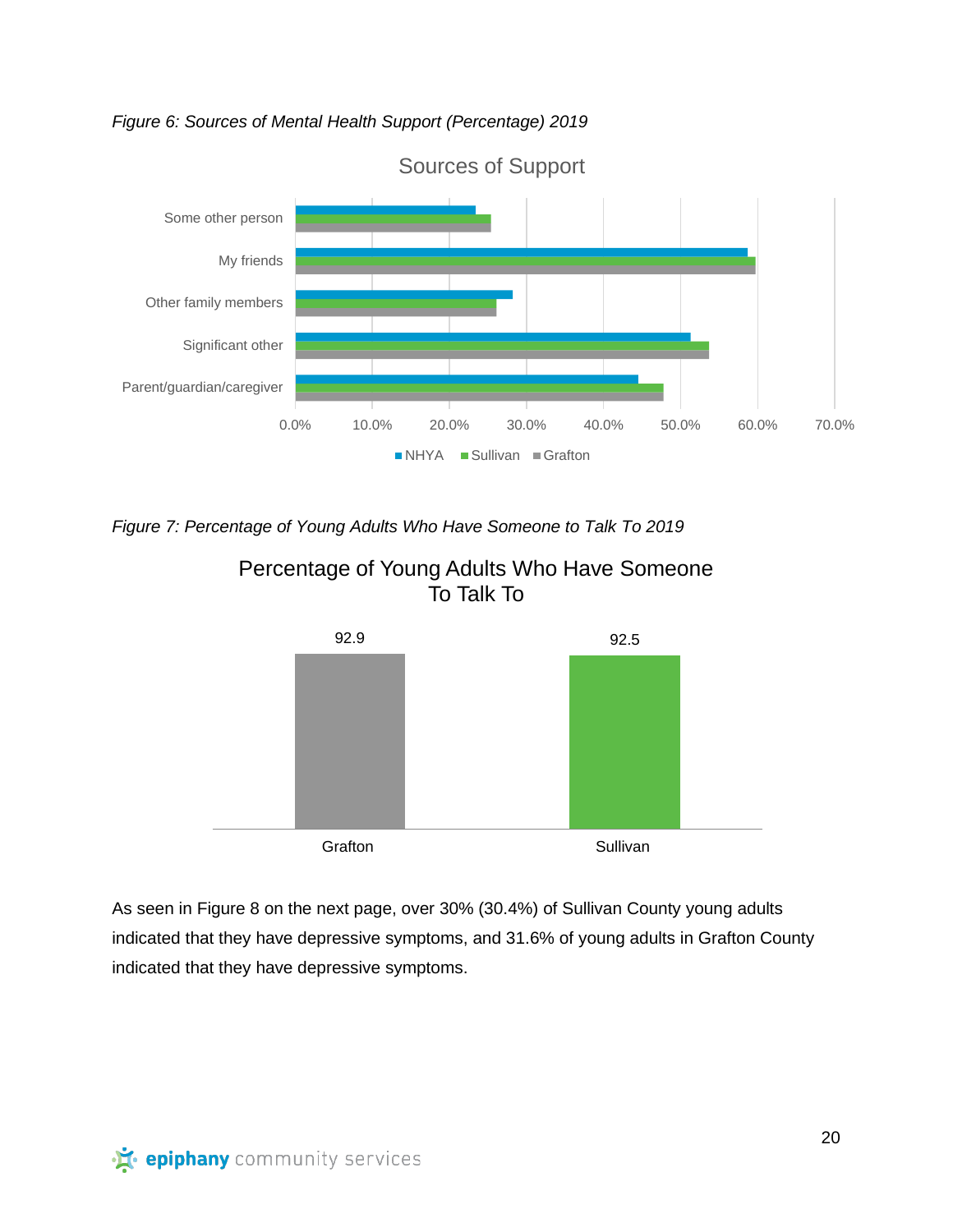*Figure 6: Sources of Mental Health Support (Percentage) 2019*

*Figure 7: Percentage of Young Adults Who Have Someone to Talk To 2019*

As seen in Figure 8 on the next page, over 30% (30.4%) of Sullivan County young adults indicated that they have depressive symptoms, and 31.6% of young adults in Grafton County indicated that they have depressive symptoms.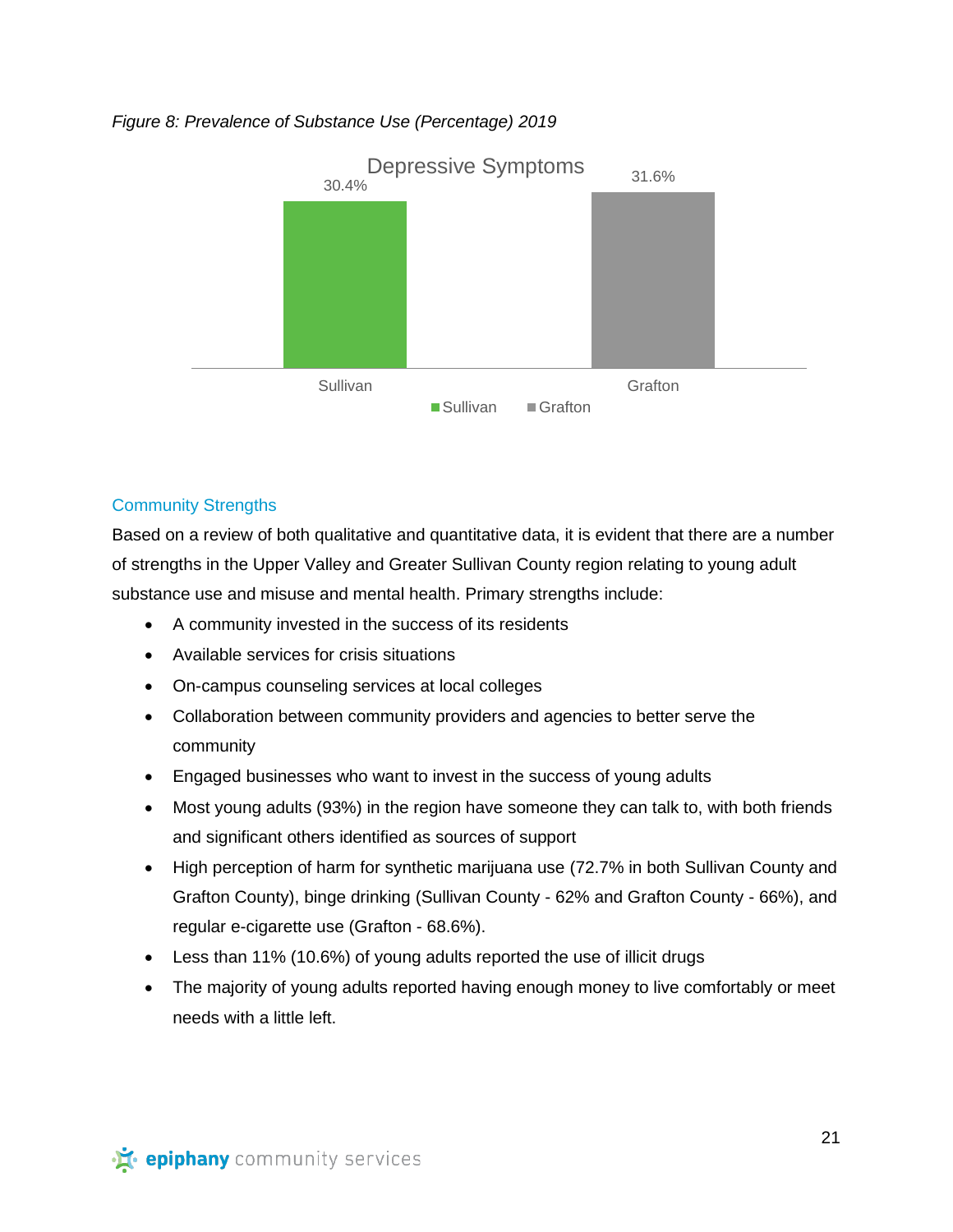*Figure 8: Prevalence of Substance Use (Percentage) 2019*

Depressive Symptoms

| | Sullivan | Grafton |
|---|---|---|
| Depressive Symptoms | 30.4% | 31.6% |

### Community Strengths

Based on a review of both qualitative and quantitative data, it is evident that there are a number of strengths in the Upper Valley and Greater Sullivan County region relating to young adult substance use and misuse and mental health. Primary strengths include:

- A community invested in the success of its residents
- Available services for crisis situations
- On-campus counseling services at local colleges
- Collaboration between community providers and agencies to better serve the community
- Engaged businesses who want to invest in the success of young adults
- Most young adults (93%) in the region have someone they can talk to, with both friends and significant others identified as sources of support
- High perception of harm for synthetic marijuana use (72.7% in both Sullivan County and Grafton County), binge drinking (Sullivan County - 62% and Grafton County - 66%), and regular e-cigarette use (Grafton - 68.6%).
- Less than 11% (10.6%) of young adults reported the use of illicit drugs
- The majority of young adults reported having enough money to live comfortably or meet needs with a little left.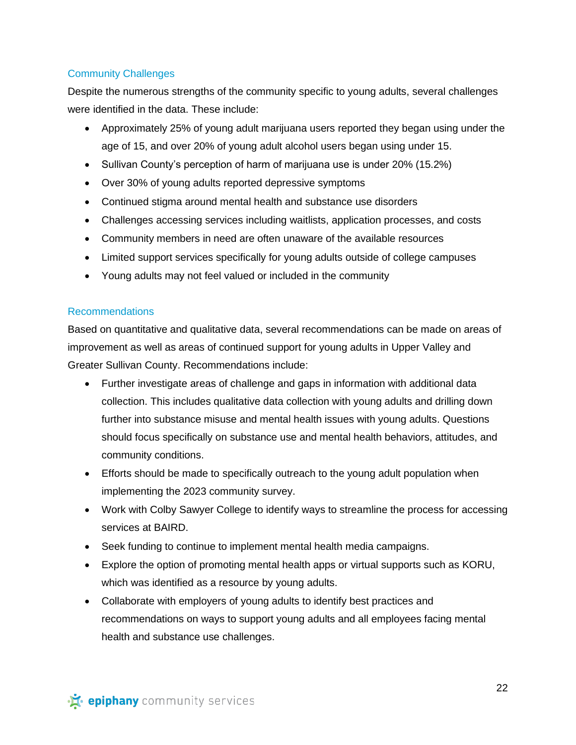### Community Challenges

Despite the numerous strengths of the community specific to young adults, several challenges were identified in the data. These include:

- Approximately 25% of young adult marijuana users reported they began using under the age of 15, and over 20% of young adult alcohol users began using under 15.
- Sullivan County's perception of harm of marijuana use is under 20% (15.2%)
- Over 30% of young adults reported depressive symptoms
- Continued stigma around mental health and substance use disorders
- Challenges accessing services including waitlists, application processes, and costs
- Community members in need are often unaware of the available resources
- Limited support services specifically for young adults outside of college campuses
- Young adults may not feel valued or included in the community

### Recommendations

Based on quantitative and qualitative data, several recommendations can be made on areas of improvement as well as areas of continued support for young adults in Upper Valley and Greater Sullivan County. Recommendations include:

- Further investigate areas of challenge and gaps in information with additional data collection. This includes qualitative data collection with young adults and drilling down further into substance misuse and mental health issues with young adults. Questions should focus specifically on substance use and mental health behaviors, attitudes, and community conditions.
- Efforts should be made to specifically outreach to the young adult population when implementing the 2023 community survey.
- Work with Colby Sawyer College to identify ways to streamline the process for accessing services at BAIRD.
- Seek funding to continue to implement mental health media campaigns.
- Explore the option of promoting mental health apps or virtual supports such as KORU, which was identified as a resource by young adults.
- Collaborate with employers of young adults to identify best practices and recommendations on ways to support young adults and all employees facing mental health and substance use challenges.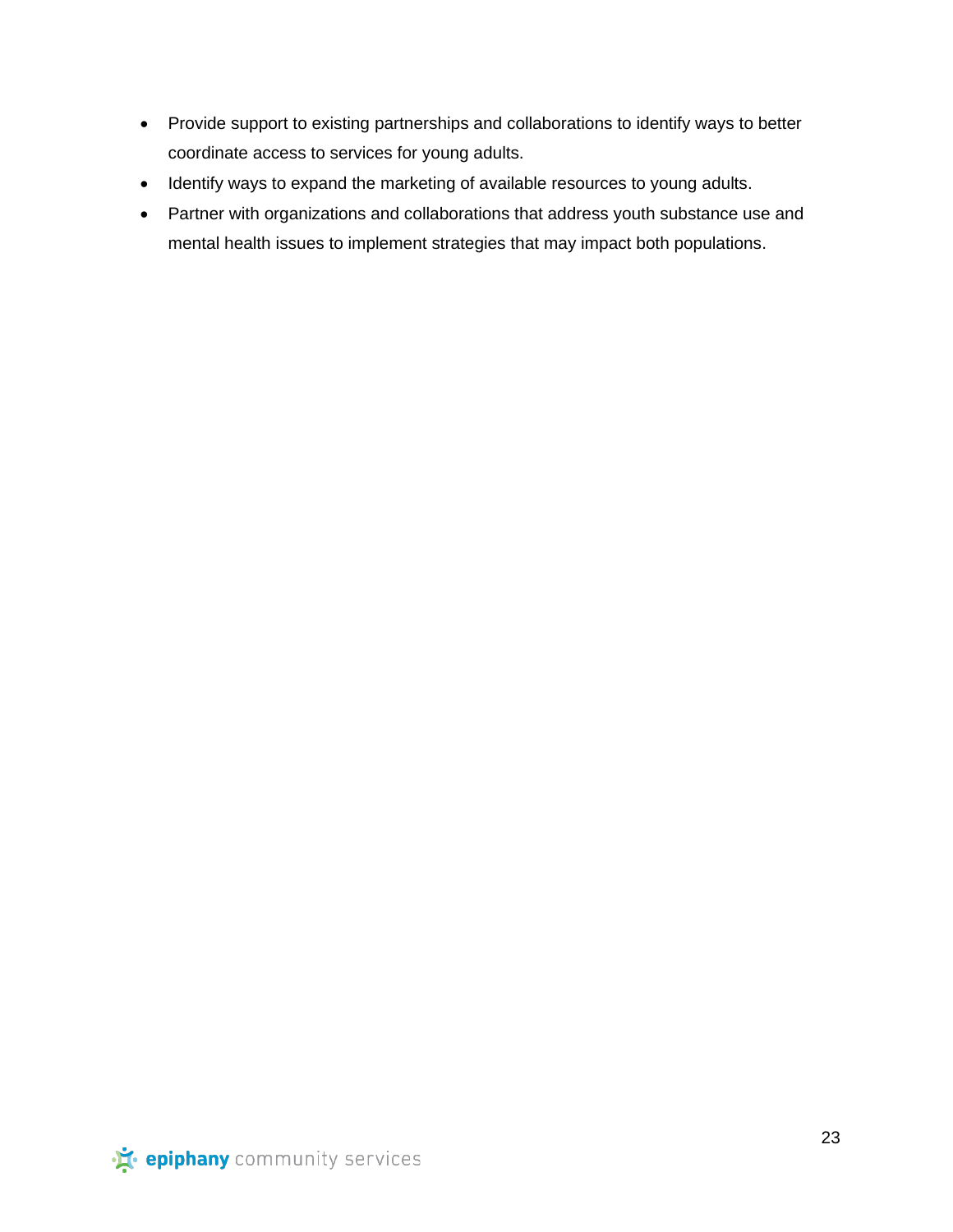- Provide support to existing partnerships and collaborations to identify ways to better coordinate access to services for young adults.
- Identify ways to expand the marketing of available resources to young adults.
- Partner with organizations and collaborations that address youth substance use and mental health issues to implement strategies that may impact both populations.